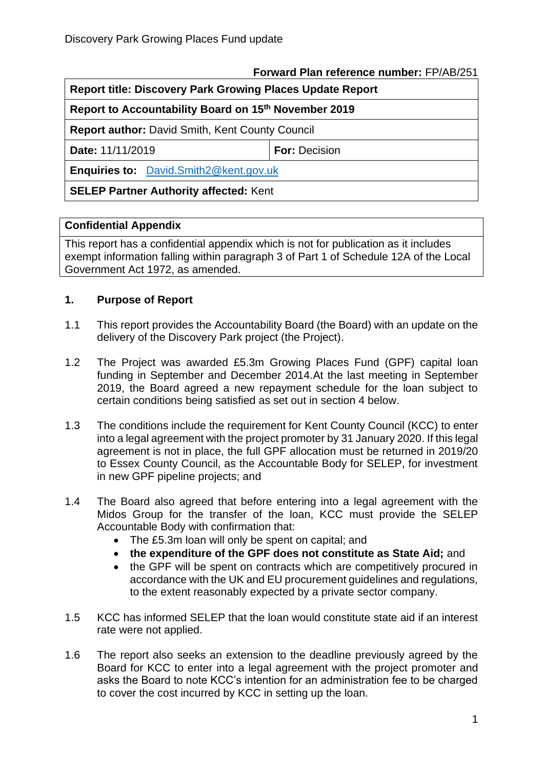**Forward Plan reference number:** FP/AB/251

| **Report title: Discovery Park Growing Places Update Report** | |
|---|---|
| **Report to Accountability Board on 15th November 2019** | |
| **Report author:** David Smith, Kent County Council | |
| **Date:** 11/11/2019 | **For:** Decision |
| **Enquiries to:** David.Smith2@kent.gov.uk | |
| **SELEP Partner Authority affected:** Kent | |

| **Confidential Appendix** |
|---|
| This report has a confidential appendix which is not for publication as it includes exempt information falling within paragraph 3 of Part 1 of Schedule 12A of the Local Government Act 1972, as amended. |

## 1. Purpose of Report

1.1 This report provides the Accountability Board (the Board) with an update on the delivery of the Discovery Park project (the Project).

1.2 The Project was awarded £5.3m Growing Places Fund (GPF) capital loan funding in September and December 2014.At the last meeting in September 2019, the Board agreed a new repayment schedule for the loan subject to certain conditions being satisfied as set out in section 4 below.

1.3 The conditions include the requirement for Kent County Council (KCC) to enter into a legal agreement with the project promoter by 31 January 2020. If this legal agreement is not in place, the full GPF allocation must be returned in 2019/20 to Essex County Council, as the Accountable Body for SELEP, for investment in new GPF pipeline projects; and

1.4 The Board also agreed that before entering into a legal agreement with the Midos Group for the transfer of the loan, KCC must provide the SELEP Accountable Body with confirmation that:

- The £5.3m loan will only be spent on capital; and
- **the expenditure of the GPF does not constitute as State Aid;** and
- the GPF will be spent on contracts which are competitively procured in accordance with the UK and EU procurement guidelines and regulations, to the extent reasonably expected by a private sector company.

1.5 KCC has informed SELEP that the loan would constitute state aid if an interest rate were not applied.

1.6 The report also seeks an extension to the deadline previously agreed by the Board for KCC to enter into a legal agreement with the project promoter and asks the Board to note KCC's intention for an administration fee to be charged to cover the cost incurred by KCC in setting up the loan.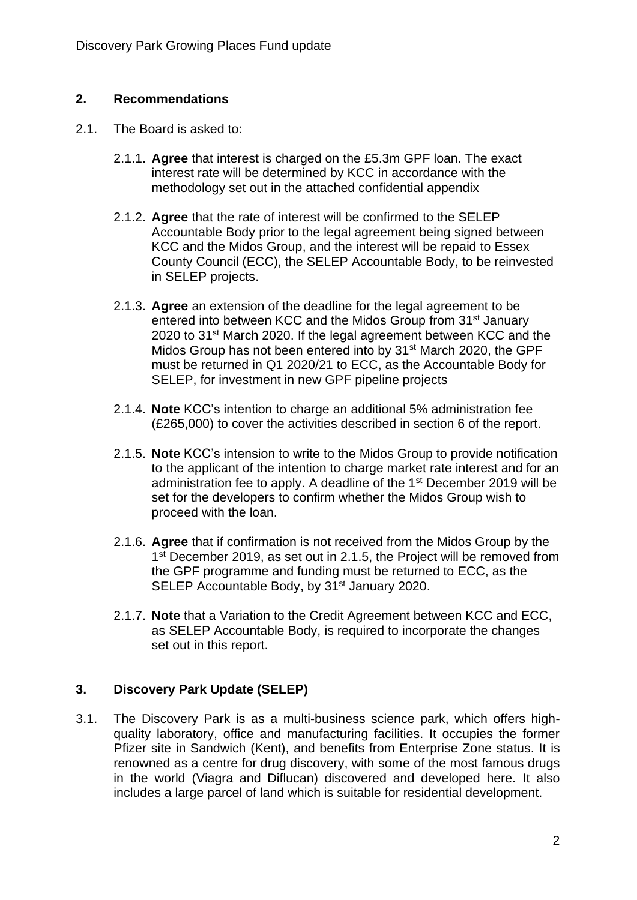## 2. Recommendations

2.1. The Board is asked to:

2.1.1. **Agree** that interest is charged on the £5.3m GPF loan. The exact interest rate will be determined by KCC in accordance with the methodology set out in the attached confidential appendix

2.1.2. **Agree** that the rate of interest will be confirmed to the SELEP Accountable Body prior to the legal agreement being signed between KCC and the Midos Group, and the interest will be repaid to Essex County Council (ECC), the SELEP Accountable Body, to be reinvested in SELEP projects.

2.1.3. **Agree** an extension of the deadline for the legal agreement to be entered into between KCC and the Midos Group from 31st January 2020 to 31st March 2020. If the legal agreement between KCC and the Midos Group has not been entered into by 31st March 2020, the GPF must be returned in Q1 2020/21 to ECC, as the Accountable Body for SELEP, for investment in new GPF pipeline projects

2.1.4. **Note** KCC's intention to charge an additional 5% administration fee (£265,000) to cover the activities described in section 6 of the report.

2.1.5. **Note** KCC's intension to write to the Midos Group to provide notification to the applicant of the intention to charge market rate interest and for an administration fee to apply. A deadline of the 1st December 2019 will be set for the developers to confirm whether the Midos Group wish to proceed with the loan.

2.1.6. **Agree** that if confirmation is not received from the Midos Group by the 1st December 2019, as set out in 2.1.5, the Project will be removed from the GPF programme and funding must be returned to ECC, as the SELEP Accountable Body, by 31st January 2020.

2.1.7. **Note** that a Variation to the Credit Agreement between KCC and ECC, as SELEP Accountable Body, is required to incorporate the changes set out in this report.

## 3. Discovery Park Update (SELEP)

3.1. The Discovery Park is as a multi-business science park, which offers high-quality laboratory, office and manufacturing facilities. It occupies the former Pfizer site in Sandwich (Kent), and benefits from Enterprise Zone status. It is renowned as a centre for drug discovery, with some of the most famous drugs in the world (Viagra and Diflucan) discovered and developed here. It also includes a large parcel of land which is suitable for residential development.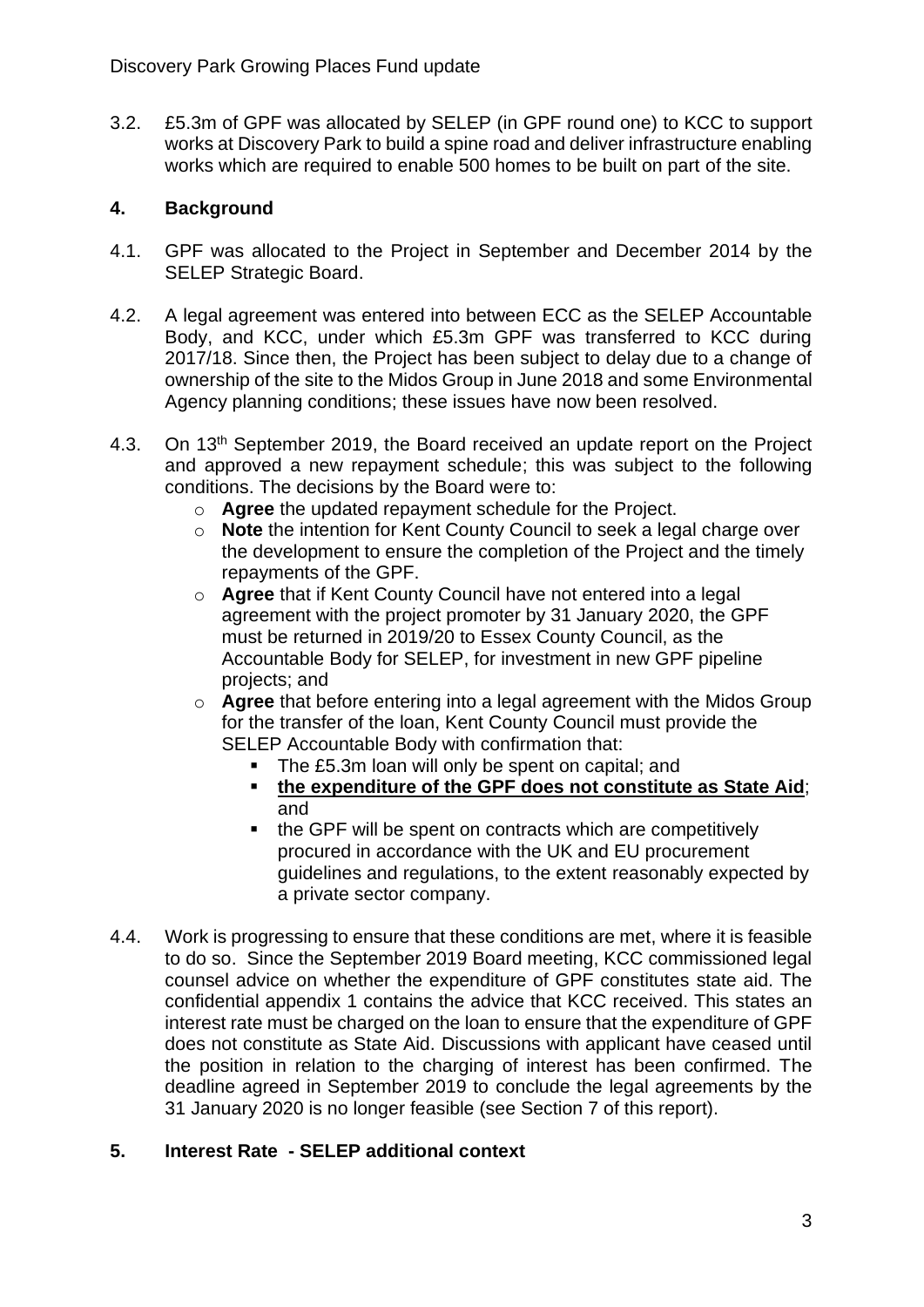3.2. £5.3m of GPF was allocated by SELEP (in GPF round one) to KCC to support works at Discovery Park to build a spine road and deliver infrastructure enabling works which are required to enable 500 homes to be built on part of the site.

## 4. Background

4.1. GPF was allocated to the Project in September and December 2014 by the SELEP Strategic Board.

4.2. A legal agreement was entered into between ECC as the SELEP Accountable Body, and KCC, under which £5.3m GPF was transferred to KCC during 2017/18. Since then, the Project has been subject to delay due to a change of ownership of the site to the Midos Group in June 2018 and some Environmental Agency planning conditions; these issues have now been resolved.

4.3. On 13th September 2019, the Board received an update report on the Project and approved a new repayment schedule; this was subject to the following conditions. The decisions by the Board were to:

- **Agree** the updated repayment schedule for the Project.
- **Note** the intention for Kent County Council to seek a legal charge over the development to ensure the completion of the Project and the timely repayments of the GPF.
- **Agree** that if Kent County Council have not entered into a legal agreement with the project promoter by 31 January 2020, the GPF must be returned in 2019/20 to Essex County Council, as the Accountable Body for SELEP, for investment in new GPF pipeline projects; and
- **Agree** that before entering into a legal agreement with the Midos Group for the transfer of the loan, Kent County Council must provide the SELEP Accountable Body with confirmation that:
  - The £5.3m loan will only be spent on capital; and
  - <u>**the expenditure of the GPF does not constitute as State Aid**</u>; and
  - the GPF will be spent on contracts which are competitively procured in accordance with the UK and EU procurement guidelines and regulations, to the extent reasonably expected by a private sector company.

4.4. Work is progressing to ensure that these conditions are met, where it is feasible to do so. Since the September 2019 Board meeting, KCC commissioned legal counsel advice on whether the expenditure of GPF constitutes state aid. The confidential appendix 1 contains the advice that KCC received. This states an interest rate must be charged on the loan to ensure that the expenditure of GPF does not constitute as State Aid. Discussions with applicant have ceased until the position in relation to the charging of interest has been confirmed. The deadline agreed in September 2019 to conclude the legal agreements by the 31 January 2020 is no longer feasible (see Section 7 of this report).

## 5. Interest Rate - SELEP additional context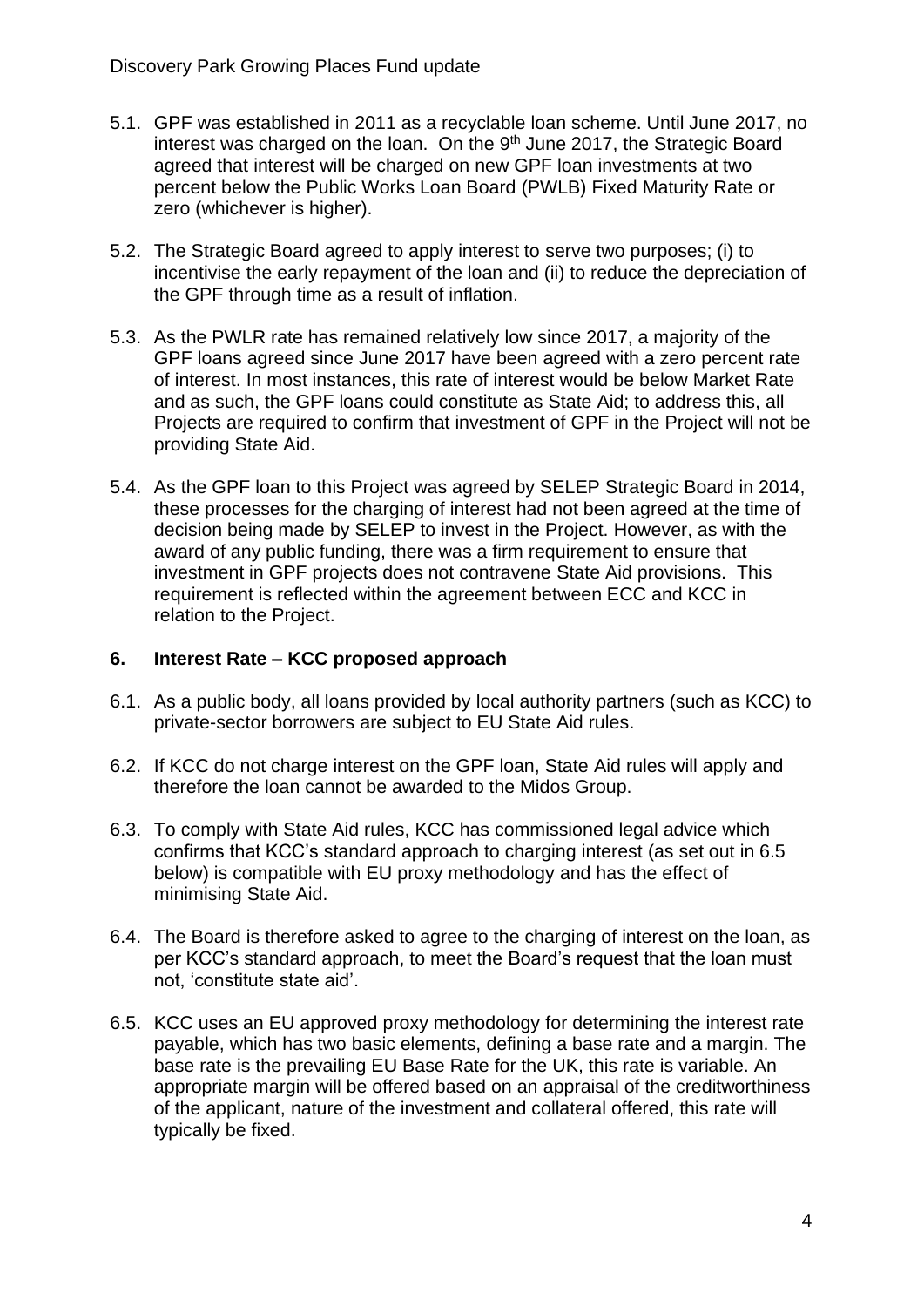5.1. GPF was established in 2011 as a recyclable loan scheme. Until June 2017, no interest was charged on the loan. On the 9th June 2017, the Strategic Board agreed that interest will be charged on new GPF loan investments at two percent below the Public Works Loan Board (PWLB) Fixed Maturity Rate or zero (whichever is higher).

5.2. The Strategic Board agreed to apply interest to serve two purposes; (i) to incentivise the early repayment of the loan and (ii) to reduce the depreciation of the GPF through time as a result of inflation.

5.3. As the PWLR rate has remained relatively low since 2017, a majority of the GPF loans agreed since June 2017 have been agreed with a zero percent rate of interest. In most instances, this rate of interest would be below Market Rate and as such, the GPF loans could constitute as State Aid; to address this, all Projects are required to confirm that investment of GPF in the Project will not be providing State Aid.

5.4. As the GPF loan to this Project was agreed by SELEP Strategic Board in 2014, these processes for the charging of interest had not been agreed at the time of decision being made by SELEP to invest in the Project. However, as with the award of any public funding, there was a firm requirement to ensure that investment in GPF projects does not contravene State Aid provisions. This requirement is reflected within the agreement between ECC and KCC in relation to the Project.

## 6. Interest Rate – KCC proposed approach

6.1. As a public body, all loans provided by local authority partners (such as KCC) to private-sector borrowers are subject to EU State Aid rules.

6.2. If KCC do not charge interest on the GPF loan, State Aid rules will apply and therefore the loan cannot be awarded to the Midos Group.

6.3. To comply with State Aid rules, KCC has commissioned legal advice which confirms that KCC's standard approach to charging interest (as set out in 6.5 below) is compatible with EU proxy methodology and has the effect of minimising State Aid.

6.4. The Board is therefore asked to agree to the charging of interest on the loan, as per KCC's standard approach, to meet the Board's request that the loan must not, 'constitute state aid'.

6.5. KCC uses an EU approved proxy methodology for determining the interest rate payable, which has two basic elements, defining a base rate and a margin. The base rate is the prevailing EU Base Rate for the UK, this rate is variable. An appropriate margin will be offered based on an appraisal of the creditworthiness of the applicant, nature of the investment and collateral offered, this rate will typically be fixed.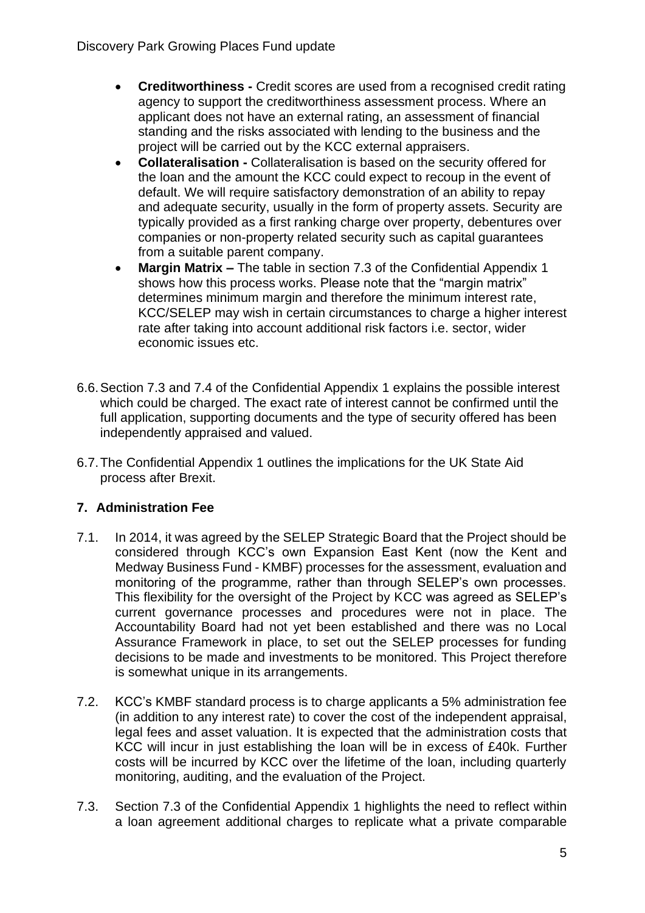- **Creditworthiness -** Credit scores are used from a recognised credit rating agency to support the creditworthiness assessment process. Where an applicant does not have an external rating, an assessment of financial standing and the risks associated with lending to the business and the project will be carried out by the KCC external appraisers.
- **Collateralisation -** Collateralisation is based on the security offered for the loan and the amount the KCC could expect to recoup in the event of default. We will require satisfactory demonstration of an ability to repay and adequate security, usually in the form of property assets. Security are typically provided as a first ranking charge over property, debentures over companies or non-property related security such as capital guarantees from a suitable parent company.
- **Margin Matrix –** The table in section 7.3 of the Confidential Appendix 1 shows how this process works. Please note that the "margin matrix" determines minimum margin and therefore the minimum interest rate, KCC/SELEP may wish in certain circumstances to charge a higher interest rate after taking into account additional risk factors i.e. sector, wider economic issues etc.

6.6. Section 7.3 and 7.4 of the Confidential Appendix 1 explains the possible interest which could be charged. The exact rate of interest cannot be confirmed until the full application, supporting documents and the type of security offered has been independently appraised and valued.

6.7. The Confidential Appendix 1 outlines the implications for the UK State Aid process after Brexit.

## 7. Administration Fee

7.1. In 2014, it was agreed by the SELEP Strategic Board that the Project should be considered through KCC's own Expansion East Kent (now the Kent and Medway Business Fund - KMBF) processes for the assessment, evaluation and monitoring of the programme, rather than through SELEP's own processes. This flexibility for the oversight of the Project by KCC was agreed as SELEP's current governance processes and procedures were not in place. The Accountability Board had not yet been established and there was no Local Assurance Framework in place, to set out the SELEP processes for funding decisions to be made and investments to be monitored. This Project therefore is somewhat unique in its arrangements.

7.2. KCC's KMBF standard process is to charge applicants a 5% administration fee (in addition to any interest rate) to cover the cost of the independent appraisal, legal fees and asset valuation. It is expected that the administration costs that KCC will incur in just establishing the loan will be in excess of £40k. Further costs will be incurred by KCC over the lifetime of the loan, including quarterly monitoring, auditing, and the evaluation of the Project.

7.3. Section 7.3 of the Confidential Appendix 1 highlights the need to reflect within a loan agreement additional charges to replicate what a private comparable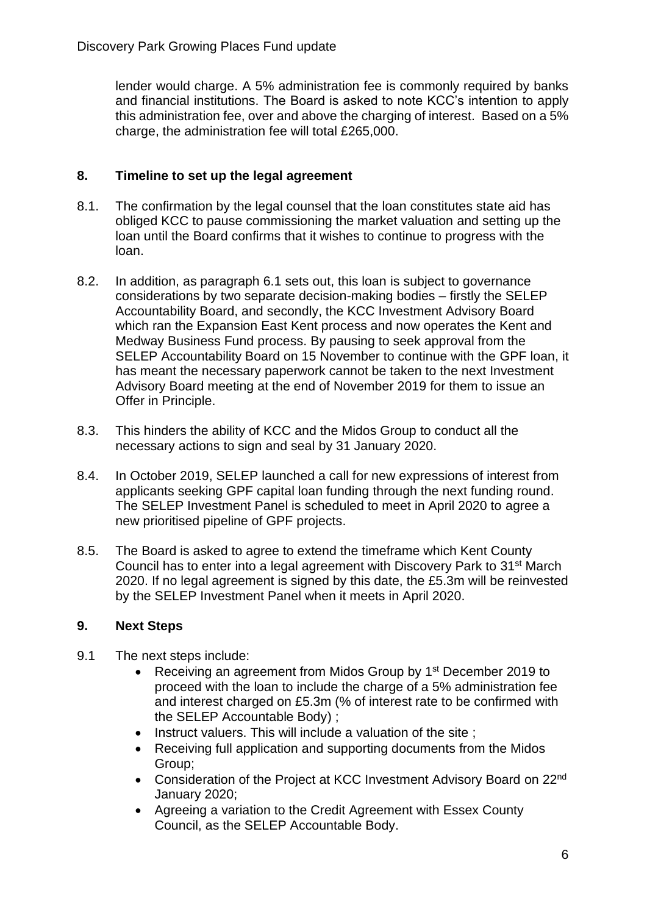lender would charge. A 5% administration fee is commonly required by banks and financial institutions. The Board is asked to note KCC's intention to apply this administration fee, over and above the charging of interest. Based on a 5% charge, the administration fee will total £265,000.

## 8. Timeline to set up the legal agreement

8.1. The confirmation by the legal counsel that the loan constitutes state aid has obliged KCC to pause commissioning the market valuation and setting up the loan until the Board confirms that it wishes to continue to progress with the loan.

8.2. In addition, as paragraph 6.1 sets out, this loan is subject to governance considerations by two separate decision-making bodies – firstly the SELEP Accountability Board, and secondly, the KCC Investment Advisory Board which ran the Expansion East Kent process and now operates the Kent and Medway Business Fund process. By pausing to seek approval from the SELEP Accountability Board on 15 November to continue with the GPF loan, it has meant the necessary paperwork cannot be taken to the next Investment Advisory Board meeting at the end of November 2019 for them to issue an Offer in Principle.

8.3. This hinders the ability of KCC and the Midos Group to conduct all the necessary actions to sign and seal by 31 January 2020.

8.4. In October 2019, SELEP launched a call for new expressions of interest from applicants seeking GPF capital loan funding through the next funding round. The SELEP Investment Panel is scheduled to meet in April 2020 to agree a new prioritised pipeline of GPF projects.

8.5. The Board is asked to agree to extend the timeframe which Kent County Council has to enter into a legal agreement with Discovery Park to 31st March 2020. If no legal agreement is signed by this date, the £5.3m will be reinvested by the SELEP Investment Panel when it meets in April 2020.

## 9. Next Steps

9.1 The next steps include:

- Receiving an agreement from Midos Group by 1st December 2019 to proceed with the loan to include the charge of a 5% administration fee and interest charged on £5.3m (% of interest rate to be confirmed with the SELEP Accountable Body) ;
- Instruct valuers. This will include a valuation of the site ;
- Receiving full application and supporting documents from the Midos Group;
- Consideration of the Project at KCC Investment Advisory Board on 22nd January 2020;
- Agreeing a variation to the Credit Agreement with Essex County Council, as the SELEP Accountable Body.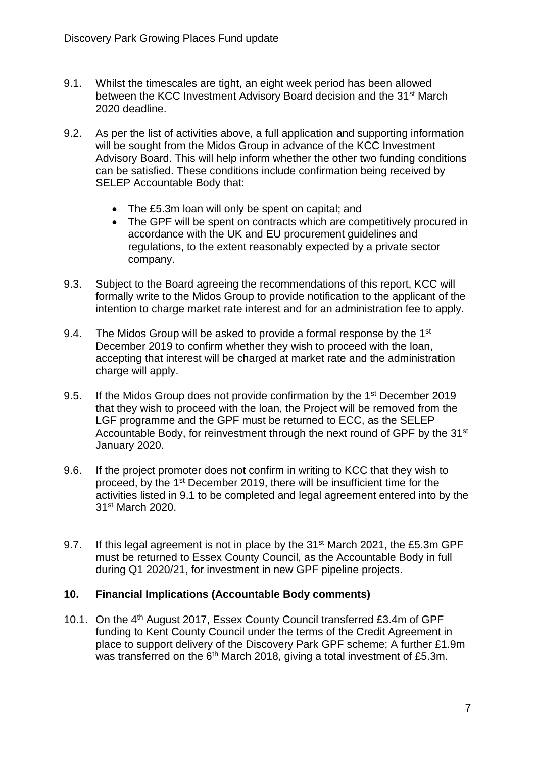9.1. Whilst the timescales are tight, an eight week period has been allowed between the KCC Investment Advisory Board decision and the 31st March 2020 deadline.

9.2. As per the list of activities above, a full application and supporting information will be sought from the Midos Group in advance of the KCC Investment Advisory Board. This will help inform whether the other two funding conditions can be satisfied. These conditions include confirmation being received by SELEP Accountable Body that:

- The £5.3m loan will only be spent on capital; and
- The GPF will be spent on contracts which are competitively procured in accordance with the UK and EU procurement guidelines and regulations, to the extent reasonably expected by a private sector company.

9.3. Subject to the Board agreeing the recommendations of this report, KCC will formally write to the Midos Group to provide notification to the applicant of the intention to charge market rate interest and for an administration fee to apply.

9.4. The Midos Group will be asked to provide a formal response by the 1st December 2019 to confirm whether they wish to proceed with the loan, accepting that interest will be charged at market rate and the administration charge will apply.

9.5. If the Midos Group does not provide confirmation by the 1st December 2019 that they wish to proceed with the loan, the Project will be removed from the LGF programme and the GPF must be returned to ECC, as the SELEP Accountable Body, for reinvestment through the next round of GPF by the 31st January 2020.

9.6. If the project promoter does not confirm in writing to KCC that they wish to proceed, by the 1st December 2019, there will be insufficient time for the activities listed in 9.1 to be completed and legal agreement entered into by the 31st March 2020.

9.7. If this legal agreement is not in place by the 31st March 2021, the £5.3m GPF must be returned to Essex County Council, as the Accountable Body in full during Q1 2020/21, for investment in new GPF pipeline projects.

## 10. Financial Implications (Accountable Body comments)

10.1. On the 4th August 2017, Essex County Council transferred £3.4m of GPF funding to Kent County Council under the terms of the Credit Agreement in place to support delivery of the Discovery Park GPF scheme; A further £1.9m was transferred on the 6th March 2018, giving a total investment of £5.3m.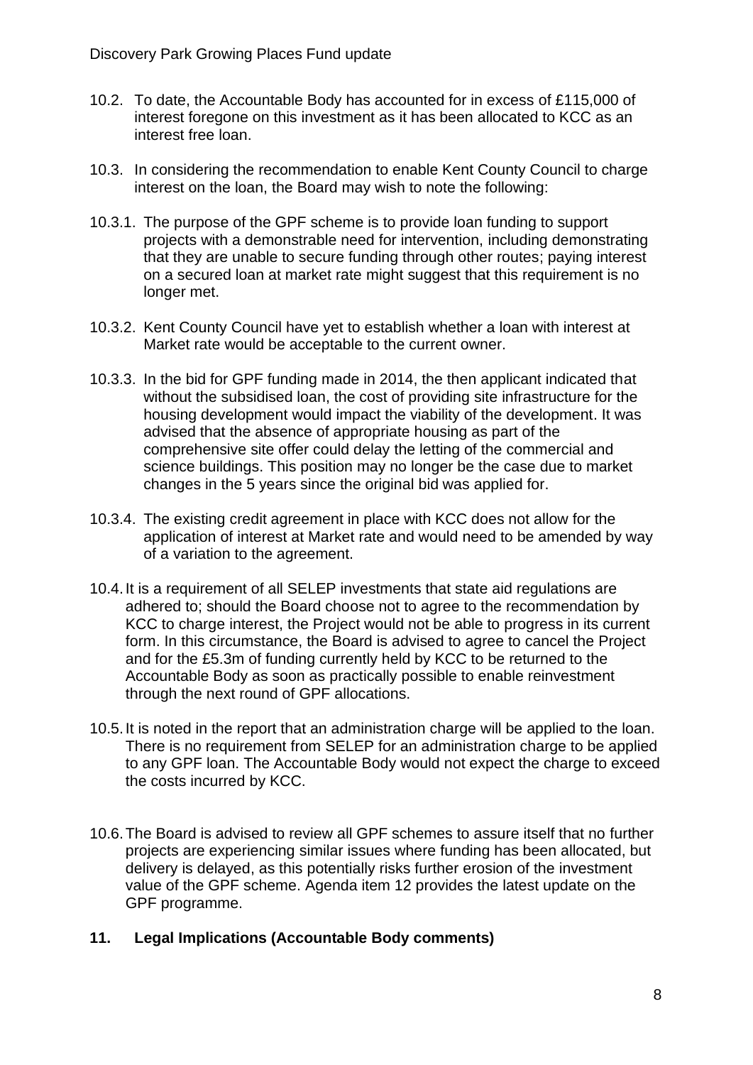10.2. To date, the Accountable Body has accounted for in excess of £115,000 of interest foregone on this investment as it has been allocated to KCC as an interest free loan.

10.3. In considering the recommendation to enable Kent County Council to charge interest on the loan, the Board may wish to note the following:

10.3.1. The purpose of the GPF scheme is to provide loan funding to support projects with a demonstrable need for intervention, including demonstrating that they are unable to secure funding through other routes; paying interest on a secured loan at market rate might suggest that this requirement is no longer met.

10.3.2. Kent County Council have yet to establish whether a loan with interest at Market rate would be acceptable to the current owner.

10.3.3. In the bid for GPF funding made in 2014, the then applicant indicated that without the subsidised loan, the cost of providing site infrastructure for the housing development would impact the viability of the development. It was advised that the absence of appropriate housing as part of the comprehensive site offer could delay the letting of the commercial and science buildings. This position may no longer be the case due to market changes in the 5 years since the original bid was applied for.

10.3.4. The existing credit agreement in place with KCC does not allow for the application of interest at Market rate and would need to be amended by way of a variation to the agreement.

10.4. It is a requirement of all SELEP investments that state aid regulations are adhered to; should the Board choose not to agree to the recommendation by KCC to charge interest, the Project would not be able to progress in its current form. In this circumstance, the Board is advised to agree to cancel the Project and for the £5.3m of funding currently held by KCC to be returned to the Accountable Body as soon as practically possible to enable reinvestment through the next round of GPF allocations.

10.5. It is noted in the report that an administration charge will be applied to the loan. There is no requirement from SELEP for an administration charge to be applied to any GPF loan. The Accountable Body would not expect the charge to exceed the costs incurred by KCC.

10.6. The Board is advised to review all GPF schemes to assure itself that no further projects are experiencing similar issues where funding has been allocated, but delivery is delayed, as this potentially risks further erosion of the investment value of the GPF scheme. Agenda item 12 provides the latest update on the GPF programme.

## 11. Legal Implications (Accountable Body comments)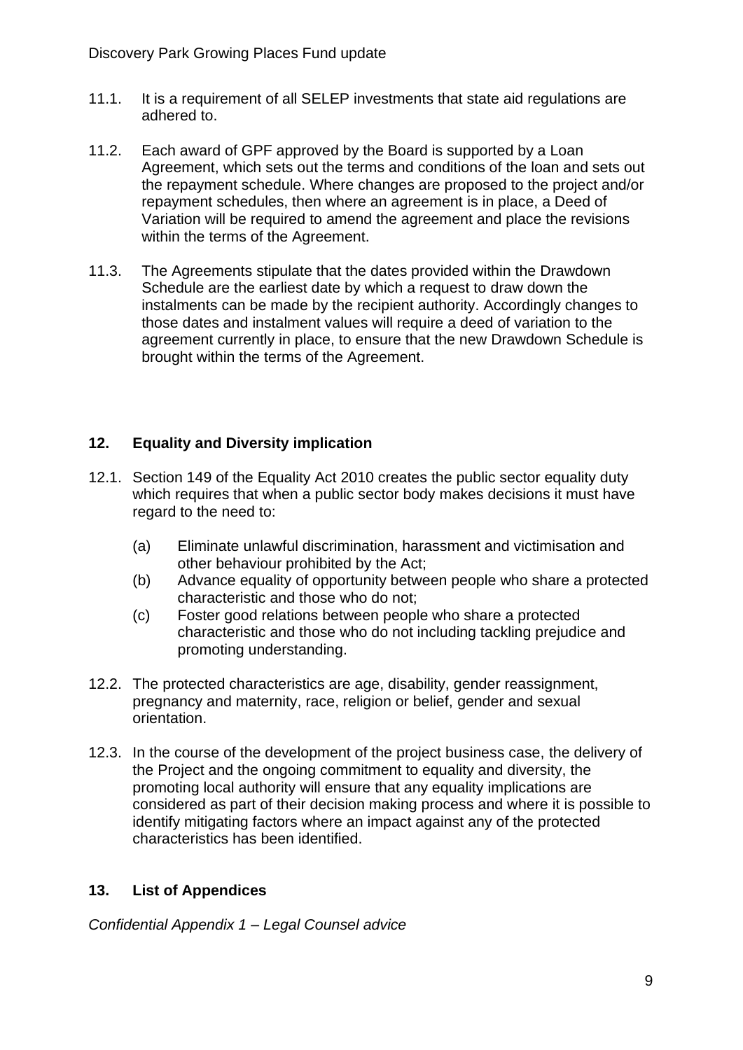11.1. It is a requirement of all SELEP investments that state aid regulations are adhered to.

11.2. Each award of GPF approved by the Board is supported by a Loan Agreement, which sets out the terms and conditions of the loan and sets out the repayment schedule. Where changes are proposed to the project and/or repayment schedules, then where an agreement is in place, a Deed of Variation will be required to amend the agreement and place the revisions within the terms of the Agreement.

11.3. The Agreements stipulate that the dates provided within the Drawdown Schedule are the earliest date by which a request to draw down the instalments can be made by the recipient authority. Accordingly changes to those dates and instalment values will require a deed of variation to the agreement currently in place, to ensure that the new Drawdown Schedule is brought within the terms of the Agreement.

## 12. Equality and Diversity implication

12.1. Section 149 of the Equality Act 2010 creates the public sector equality duty which requires that when a public sector body makes decisions it must have regard to the need to:

(a) Eliminate unlawful discrimination, harassment and victimisation and other behaviour prohibited by the Act;

(b) Advance equality of opportunity between people who share a protected characteristic and those who do not;

(c) Foster good relations between people who share a protected characteristic and those who do not including tackling prejudice and promoting understanding.

12.2. The protected characteristics are age, disability, gender reassignment, pregnancy and maternity, race, religion or belief, gender and sexual orientation.

12.3. In the course of the development of the project business case, the delivery of the Project and the ongoing commitment to equality and diversity, the promoting local authority will ensure that any equality implications are considered as part of their decision making process and where it is possible to identify mitigating factors where an impact against any of the protected characteristics has been identified.

## 13. List of Appendices

*Confidential Appendix 1 – Legal Counsel advice*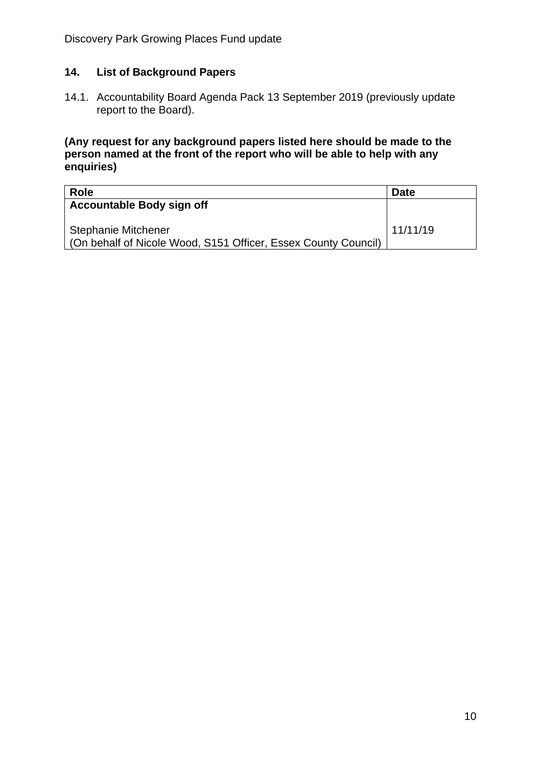## 14. List of Background Papers

14.1. Accountability Board Agenda Pack 13 September 2019 (previously update report to the Board).

**(Any request for any background papers listed here should be made to the person named at the front of the report who will be able to help with any enquiries)**

| Role | Date |
|---|---|
| **Accountable Body sign off**<br><br>Stephanie Mitchener<br>(On behalf of Nicole Wood, S151 Officer, Essex County Council) | 11/11/19 |